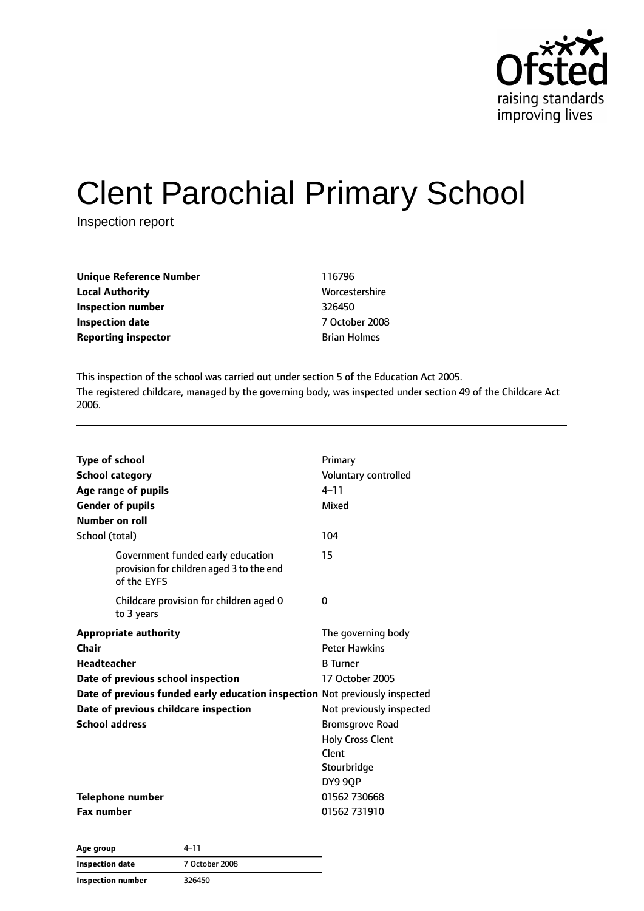Ofsted
raising standards
improving lives

# Clent Parochial Primary School

Inspection report

| | |
|---|---|
| **Unique Reference Number** | 116796 |
| **Local Authority** | Worcestershire |
| **Inspection number** | 326450 |
| **Inspection date** | 7 October 2008 |
| **Reporting inspector** | Brian Holmes |

This inspection of the school was carried out under section 5 of the Education Act 2005.

The registered childcare, managed by the governing body, was inspected under section 49 of the Childcare Act 2006.

| | |
|---|---|
| **Type of school** | Primary |
| **School category** | Voluntary controlled |
| **Age range of pupils** | 4–11 |
| **Gender of pupils** | Mixed |
| **Number on roll** | |
| School (total) | 104 |
| Government funded early education provision for children aged 3 to the end of the EYFS | 15 |
| Childcare provision for children aged 0 to 3 years | 0 |
| **Appropriate authority** | The governing body |
| **Chair** | Peter Hawkins |
| **Headteacher** | B Turner |
| **Date of previous school inspection** | 17 October 2005 |
| **Date of previous funded early education inspection** | Not previously inspected |
| **Date of previous childcare inspection** | Not previously inspected |
| **School address** | Bromsgrove Road<br>Holy Cross Clent<br>Clent<br>Stourbridge<br>DY9 9QP |
| **Telephone number** | 01562 730668 |
| **Fax number** | 01562 731910 |

| | |
|---|---|
| **Age group** | 4–11 |
| **Inspection date** | 7 October 2008 |
| **Inspection number** | 326450 |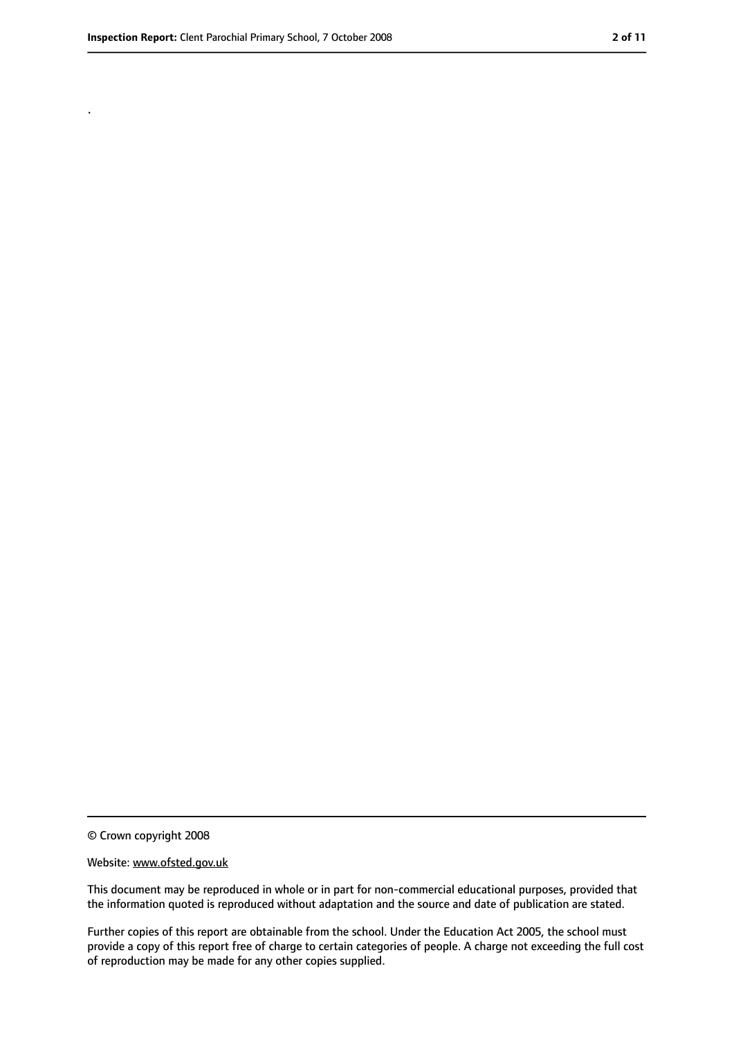.

© Crown copyright 2008

Website: www.ofsted.gov.uk

This document may be reproduced in whole or in part for non-commercial educational purposes, provided that the information quoted is reproduced without adaptation and the source and date of publication are stated.

Further copies of this report are obtainable from the school. Under the Education Act 2005, the school must provide a copy of this report free of charge to certain categories of people. A charge not exceeding the full cost of reproduction may be made for any other copies supplied.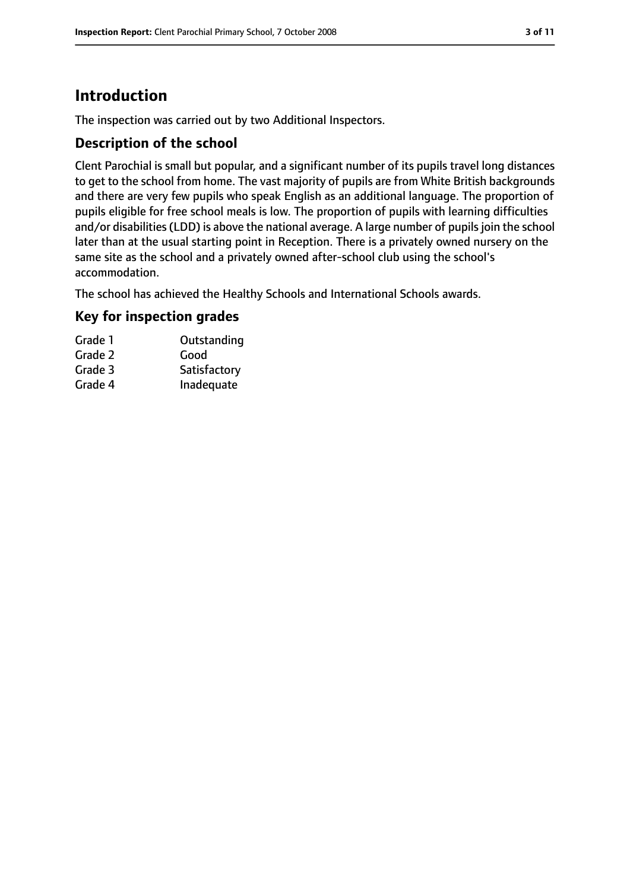# Introduction

The inspection was carried out by two Additional Inspectors.

## Description of the school

Clent Parochial is small but popular, and a significant number of its pupils travel long distances to get to the school from home. The vast majority of pupils are from White British backgrounds and there are very few pupils who speak English as an additional language. The proportion of pupils eligible for free school meals is low. The proportion of pupils with learning difficulties and/or disabilities (LDD) is above the national average. A large number of pupils join the school later than at the usual starting point in Reception. There is a privately owned nursery on the same site as the school and a privately owned after-school club using the school's accommodation.

The school has achieved the Healthy Schools and International Schools awards.

## Key for inspection grades

| | |
|---|---|
| Grade 1 | Outstanding |
| Grade 2 | Good |
| Grade 3 | Satisfactory |
| Grade 4 | Inadequate |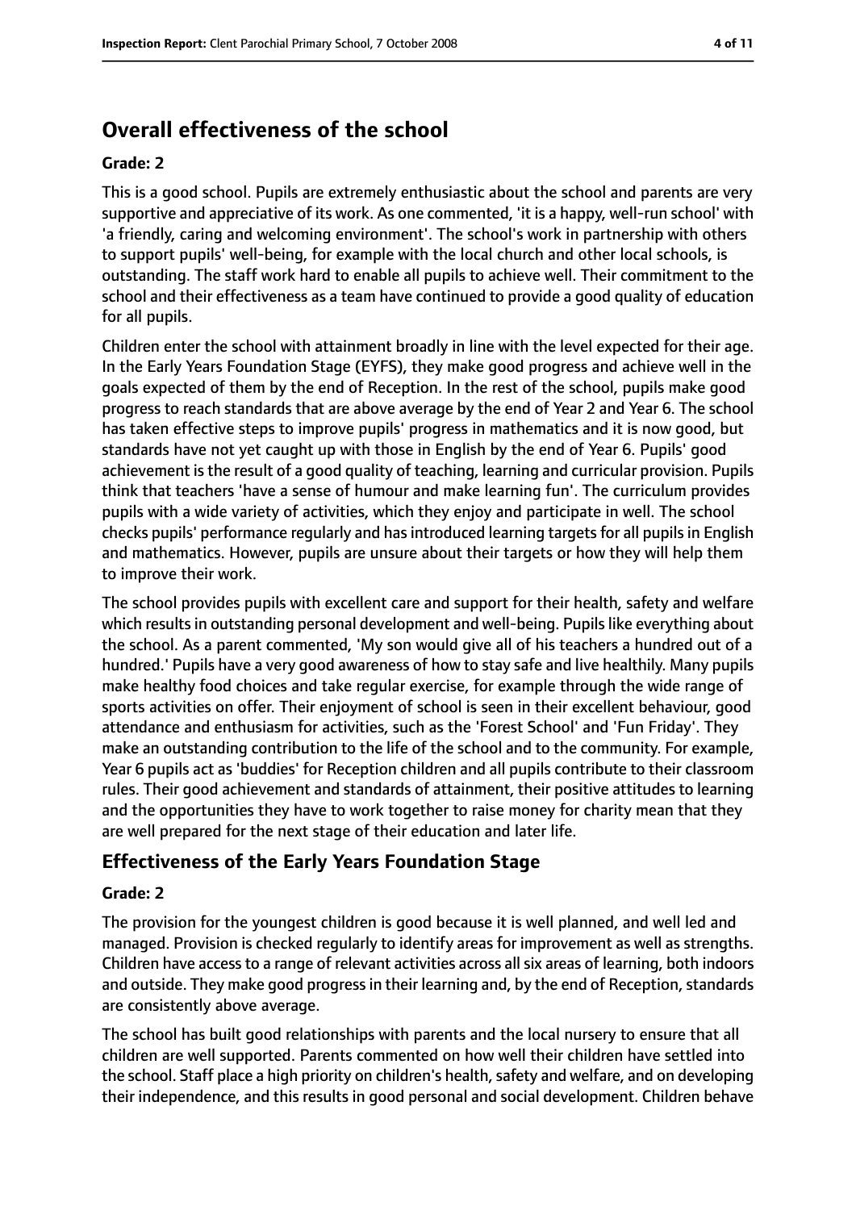## Overall effectiveness of the school

**Grade: 2**

This is a good school. Pupils are extremely enthusiastic about the school and parents are very supportive and appreciative of its work. As one commented, 'it is a happy, well-run school' with 'a friendly, caring and welcoming environment'. The school's work in partnership with others to support pupils' well-being, for example with the local church and other local schools, is outstanding. The staff work hard to enable all pupils to achieve well. Their commitment to the school and their effectiveness as a team have continued to provide a good quality of education for all pupils.

Children enter the school with attainment broadly in line with the level expected for their age. In the Early Years Foundation Stage (EYFS), they make good progress and achieve well in the goals expected of them by the end of Reception. In the rest of the school, pupils make good progress to reach standards that are above average by the end of Year 2 and Year 6. The school has taken effective steps to improve pupils' progress in mathematics and it is now good, but standards have not yet caught up with those in English by the end of Year 6. Pupils' good achievement is the result of a good quality of teaching, learning and curricular provision. Pupils think that teachers 'have a sense of humour and make learning fun'. The curriculum provides pupils with a wide variety of activities, which they enjoy and participate in well. The school checks pupils' performance regularly and has introduced learning targets for all pupils in English and mathematics. However, pupils are unsure about their targets or how they will help them to improve their work.

The school provides pupils with excellent care and support for their health, safety and welfare which results in outstanding personal development and well-being. Pupils like everything about the school. As a parent commented, 'My son would give all of his teachers a hundred out of a hundred.' Pupils have a very good awareness of how to stay safe and live healthily. Many pupils make healthy food choices and take regular exercise, for example through the wide range of sports activities on offer. Their enjoyment of school is seen in their excellent behaviour, good attendance and enthusiasm for activities, such as the 'Forest School' and 'Fun Friday'. They make an outstanding contribution to the life of the school and to the community. For example, Year 6 pupils act as 'buddies' for Reception children and all pupils contribute to their classroom rules. Their good achievement and standards of attainment, their positive attitudes to learning and the opportunities they have to work together to raise money for charity mean that they are well prepared for the next stage of their education and later life.

### Effectiveness of the Early Years Foundation Stage

**Grade: 2**

The provision for the youngest children is good because it is well planned, and well led and managed. Provision is checked regularly to identify areas for improvement as well as strengths. Children have access to a range of relevant activities across all six areas of learning, both indoors and outside. They make good progress in their learning and, by the end of Reception, standards are consistently above average.

The school has built good relationships with parents and the local nursery to ensure that all children are well supported. Parents commented on how well their children have settled into the school. Staff place a high priority on children's health, safety and welfare, and on developing their independence, and this results in good personal and social development. Children behave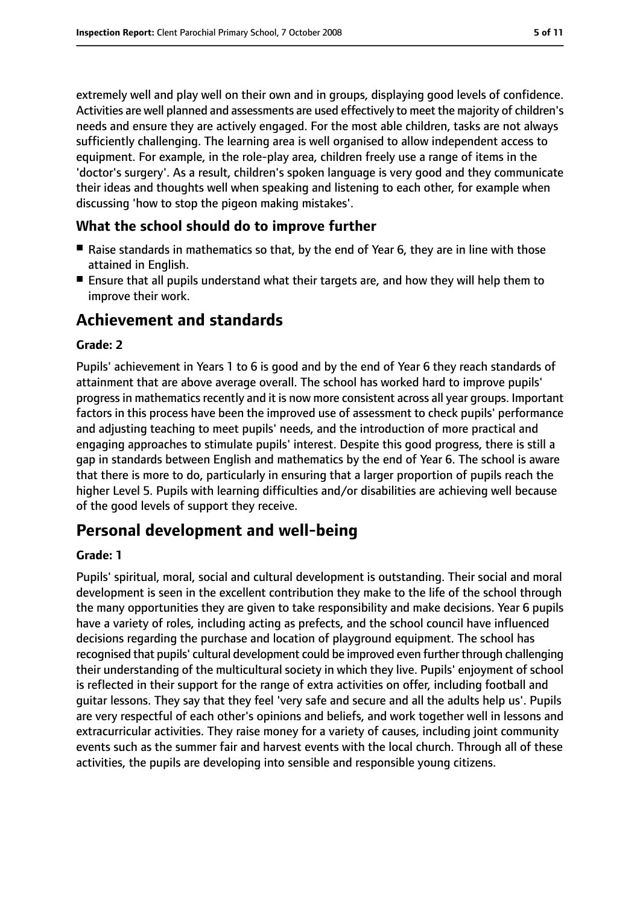extremely well and play well on their own and in groups, displaying good levels of confidence. Activities are well planned and assessments are used effectively to meet the majority of children's needs and ensure they are actively engaged. For the most able children, tasks are not always sufficiently challenging. The learning area is well organised to allow independent access to equipment. For example, in the role-play area, children freely use a range of items in the 'doctor's surgery'. As a result, children's spoken language is very good and they communicate their ideas and thoughts well when speaking and listening to each other, for example when discussing 'how to stop the pigeon making mistakes'.

### What the school should do to improve further

- Raise standards in mathematics so that, by the end of Year 6, they are in line with those attained in English.
- Ensure that all pupils understand what their targets are, and how they will help them to improve their work.

## Achievement and standards

#### Grade: 2

Pupils' achievement in Years 1 to 6 is good and by the end of Year 6 they reach standards of attainment that are above average overall. The school has worked hard to improve pupils' progress in mathematics recently and it is now more consistent across all year groups. Important factors in this process have been the improved use of assessment to check pupils' performance and adjusting teaching to meet pupils' needs, and the introduction of more practical and engaging approaches to stimulate pupils' interest. Despite this good progress, there is still a gap in standards between English and mathematics by the end of Year 6. The school is aware that there is more to do, particularly in ensuring that a larger proportion of pupils reach the higher Level 5. Pupils with learning difficulties and/or disabilities are achieving well because of the good levels of support they receive.

## Personal development and well-being

#### Grade: 1

Pupils' spiritual, moral, social and cultural development is outstanding. Their social and moral development is seen in the excellent contribution they make to the life of the school through the many opportunities they are given to take responsibility and make decisions. Year 6 pupils have a variety of roles, including acting as prefects, and the school council have influenced decisions regarding the purchase and location of playground equipment. The school has recognised that pupils' cultural development could be improved even further through challenging their understanding of the multicultural society in which they live. Pupils' enjoyment of school is reflected in their support for the range of extra activities on offer, including football and guitar lessons. They say that they feel 'very safe and secure and all the adults help us'. Pupils are very respectful of each other's opinions and beliefs, and work together well in lessons and extracurricular activities. They raise money for a variety of causes, including joint community events such as the summer fair and harvest events with the local church. Through all of these activities, the pupils are developing into sensible and responsible young citizens.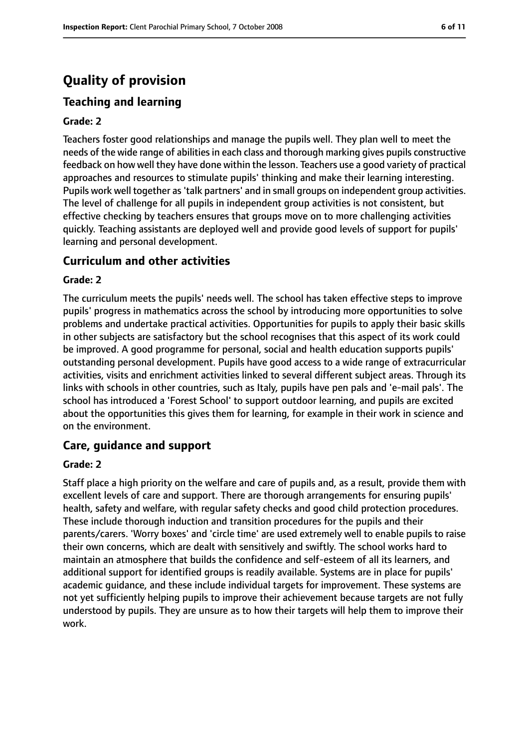# Quality of provision

## Teaching and learning

### Grade: 2

Teachers foster good relationships and manage the pupils well. They plan well to meet the needs of the wide range of abilities in each class and thorough marking gives pupils constructive feedback on how well they have done within the lesson. Teachers use a good variety of practical approaches and resources to stimulate pupils' thinking and make their learning interesting. Pupils work well together as 'talk partners' and in small groups on independent group activities. The level of challenge for all pupils in independent group activities is not consistent, but effective checking by teachers ensures that groups move on to more challenging activities quickly. Teaching assistants are deployed well and provide good levels of support for pupils' learning and personal development.

## Curriculum and other activities

### Grade: 2

The curriculum meets the pupils' needs well. The school has taken effective steps to improve pupils' progress in mathematics across the school by introducing more opportunities to solve problems and undertake practical activities. Opportunities for pupils to apply their basic skills in other subjects are satisfactory but the school recognises that this aspect of its work could be improved. A good programme for personal, social and health education supports pupils' outstanding personal development. Pupils have good access to a wide range of extracurricular activities, visits and enrichment activities linked to several different subject areas. Through its links with schools in other countries, such as Italy, pupils have pen pals and 'e-mail pals'. The school has introduced a 'Forest School' to support outdoor learning, and pupils are excited about the opportunities this gives them for learning, for example in their work in science and on the environment.

## Care, guidance and support

### Grade: 2

Staff place a high priority on the welfare and care of pupils and, as a result, provide them with excellent levels of care and support. There are thorough arrangements for ensuring pupils' health, safety and welfare, with regular safety checks and good child protection procedures. These include thorough induction and transition procedures for the pupils and their parents/carers. 'Worry boxes' and 'circle time' are used extremely well to enable pupils to raise their own concerns, which are dealt with sensitively and swiftly. The school works hard to maintain an atmosphere that builds the confidence and self-esteem of all its learners, and additional support for identified groups is readily available. Systems are in place for pupils' academic guidance, and these include individual targets for improvement. These systems are not yet sufficiently helping pupils to improve their achievement because targets are not fully understood by pupils. They are unsure as to how their targets will help them to improve their work.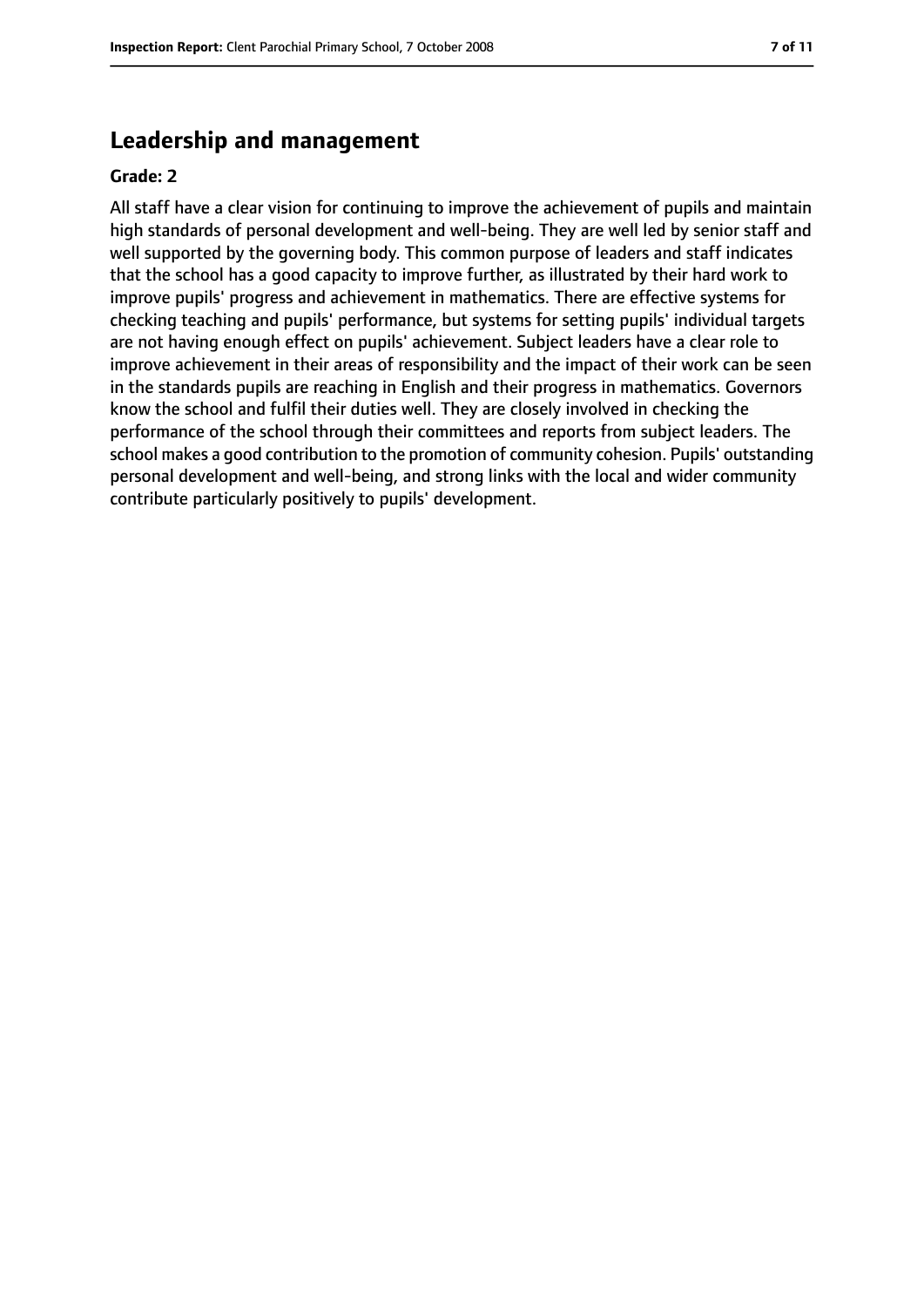## Leadership and management

**Grade: 2**

All staff have a clear vision for continuing to improve the achievement of pupils and maintain high standards of personal development and well-being. They are well led by senior staff and well supported by the governing body. This common purpose of leaders and staff indicates that the school has a good capacity to improve further, as illustrated by their hard work to improve pupils' progress and achievement in mathematics. There are effective systems for checking teaching and pupils' performance, but systems for setting pupils' individual targets are not having enough effect on pupils' achievement. Subject leaders have a clear role to improve achievement in their areas of responsibility and the impact of their work can be seen in the standards pupils are reaching in English and their progress in mathematics. Governors know the school and fulfil their duties well. They are closely involved in checking the performance of the school through their committees and reports from subject leaders. The school makes a good contribution to the promotion of community cohesion. Pupils' outstanding personal development and well-being, and strong links with the local and wider community contribute particularly positively to pupils' development.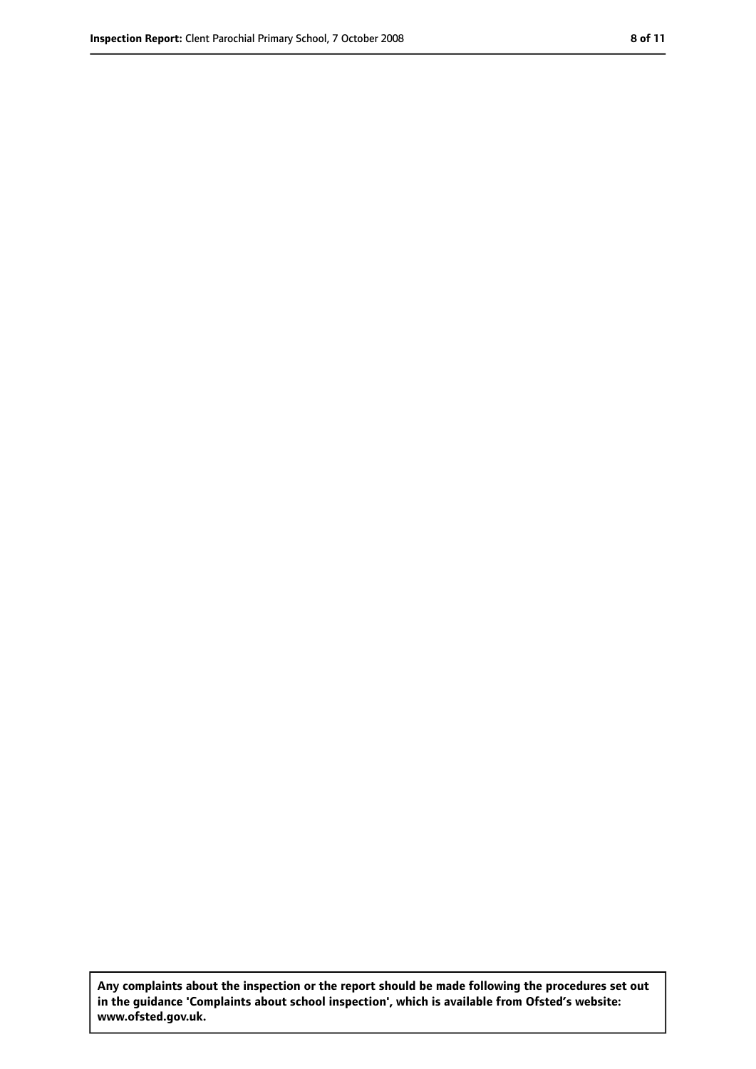**Any complaints about the inspection or the report should be made following the procedures set out in the guidance 'Complaints about school inspection', which is available from Ofsted's website: www.ofsted.gov.uk.**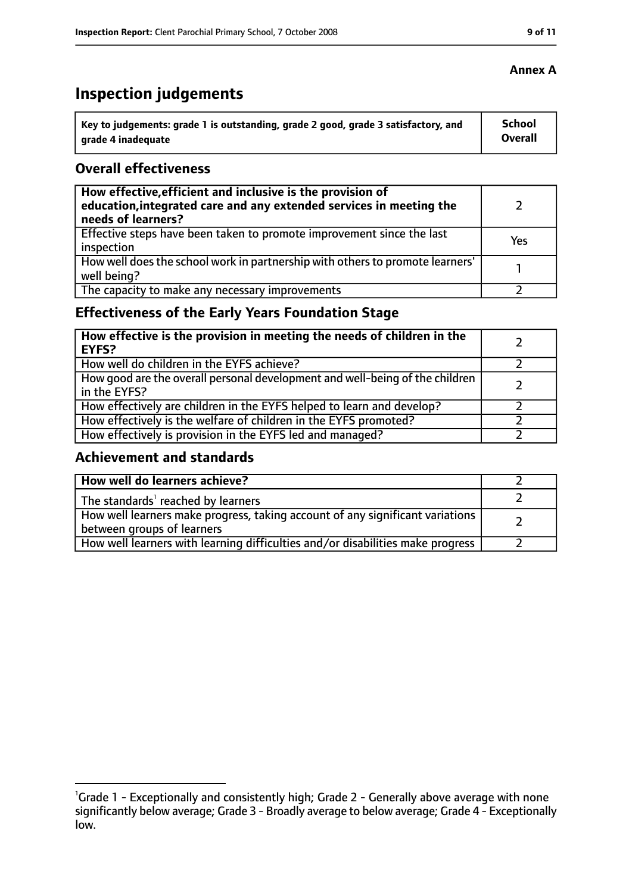**Annex A**

# Inspection judgements

| Key to judgements: grade 1 is outstanding, grade 2 good, grade 3 satisfactory, and grade 4 inadequate | School Overall |
| --- | --- |

## Overall effectiveness

| | |
| --- | --- |
| **How effective, efficient and inclusive is the provision of education, integrated care and any extended services in meeting the needs of learners?** | 2 |
| Effective steps have been taken to promote improvement since the last inspection | Yes |
| How well does the school work in partnership with others to promote learners' well being? | 1 |
| The capacity to make any necessary improvements | 2 |

## Effectiveness of the Early Years Foundation Stage

| | |
| --- | --- |
| **How effective is the provision in meeting the needs of children in the EYFS?** | 2 |
| How well do children in the EYFS achieve? | 2 |
| How good are the overall personal development and well-being of the children in the EYFS? | 2 |
| How effectively are children in the EYFS helped to learn and develop? | 2 |
| How effectively is the welfare of children in the EYFS promoted? | 2 |
| How effectively is provision in the EYFS led and managed? | 2 |

## Achievement and standards

| | |
| --- | --- |
| **How well do learners achieve?** | 2 |
| The standards[1] reached by learners | 2 |
| How well learners make progress, taking account of any significant variations between groups of learners | 2 |
| How well learners with learning difficulties and/or disabilities make progress | 2 |

[1]Grade 1 - Exceptionally and consistently high; Grade 2 - Generally above average with none significantly below average; Grade 3 - Broadly average to below average; Grade 4 - Exceptionally low.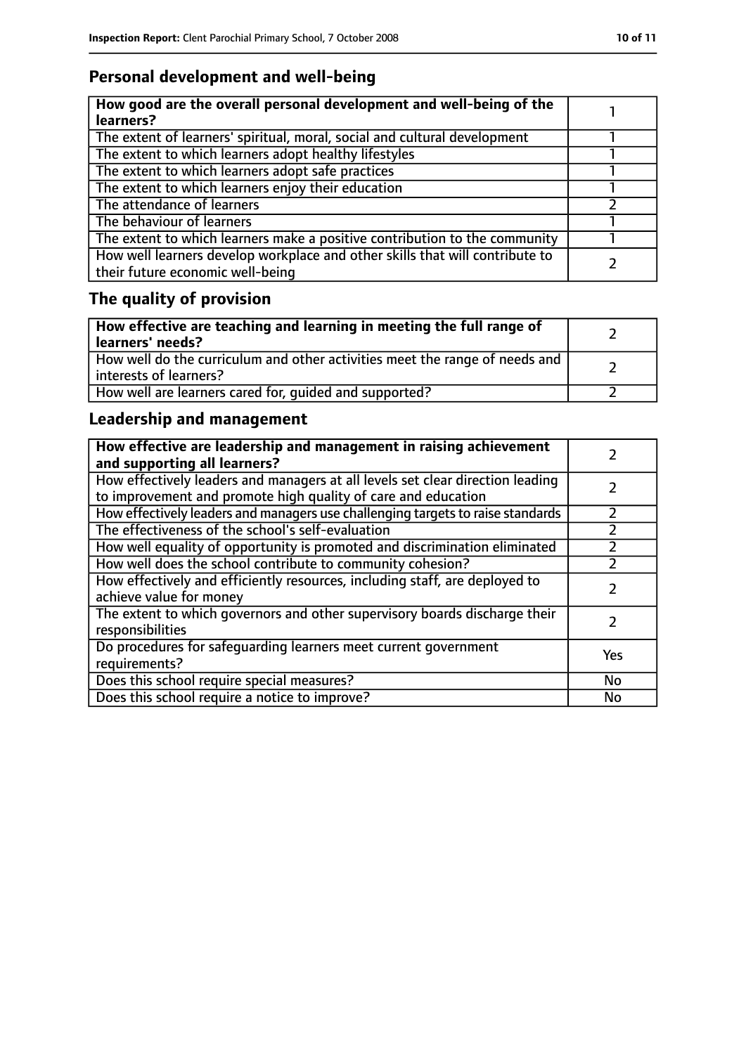## Personal development and well-being

| **How good are the overall personal development and well-being of the learners?** | 1 |
|---|---|
| The extent of learners' spiritual, moral, social and cultural development | 1 |
| The extent to which learners adopt healthy lifestyles | 1 |
| The extent to which learners adopt safe practices | 1 |
| The extent to which learners enjoy their education | 1 |
| The attendance of learners | 2 |
| The behaviour of learners | 1 |
| The extent to which learners make a positive contribution to the community | 1 |
| How well learners develop workplace and other skills that will contribute to their future economic well-being | 2 |

## The quality of provision

| **How effective are teaching and learning in meeting the full range of learners' needs?** | 2 |
|---|---|
| How well do the curriculum and other activities meet the range of needs and interests of learners? | 2 |
| How well are learners cared for, guided and supported? | 2 |

## Leadership and management

| **How effective are leadership and management in raising achievement and supporting all learners?** | 2 |
|---|---|
| How effectively leaders and managers at all levels set clear direction leading to improvement and promote high quality of care and education | 2 |
| How effectively leaders and managers use challenging targets to raise standards | 2 |
| The effectiveness of the school's self-evaluation | 2 |
| How well equality of opportunity is promoted and discrimination eliminated | 2 |
| How well does the school contribute to community cohesion? | 2 |
| How effectively and efficiently resources, including staff, are deployed to achieve value for money | 2 |
| The extent to which governors and other supervisory boards discharge their responsibilities | 2 |
| Do procedures for safeguarding learners meet current government requirements? | Yes |
| Does this school require special measures? | No |
| Does this school require a notice to improve? | No |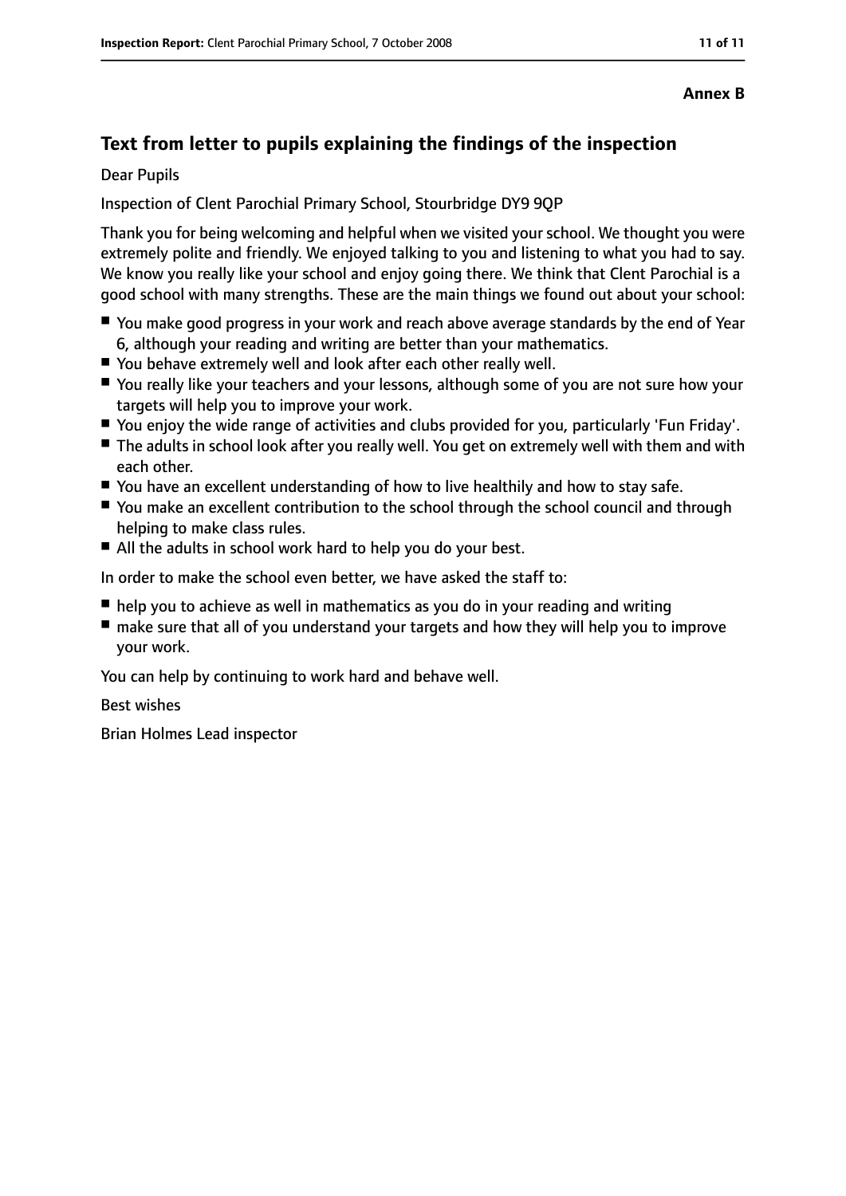**Annex B**

## Text from letter to pupils explaining the findings of the inspection

Dear Pupils

Inspection of Clent Parochial Primary School, Stourbridge DY9 9QP

Thank you for being welcoming and helpful when we visited your school. We thought you were extremely polite and friendly. We enjoyed talking to you and listening to what you had to say. We know you really like your school and enjoy going there. We think that Clent Parochial is a good school with many strengths. These are the main things we found out about your school:

- You make good progress in your work and reach above average standards by the end of Year 6, although your reading and writing are better than your mathematics.
- You behave extremely well and look after each other really well.
- You really like your teachers and your lessons, although some of you are not sure how your targets will help you to improve your work.
- You enjoy the wide range of activities and clubs provided for you, particularly 'Fun Friday'.
- The adults in school look after you really well. You get on extremely well with them and with each other.
- You have an excellent understanding of how to live healthily and how to stay safe.
- You make an excellent contribution to the school through the school council and through helping to make class rules.
- All the adults in school work hard to help you do your best.

In order to make the school even better, we have asked the staff to:

- help you to achieve as well in mathematics as you do in your reading and writing
- make sure that all of you understand your targets and how they will help you to improve your work.

You can help by continuing to work hard and behave well.

Best wishes

Brian Holmes Lead inspector